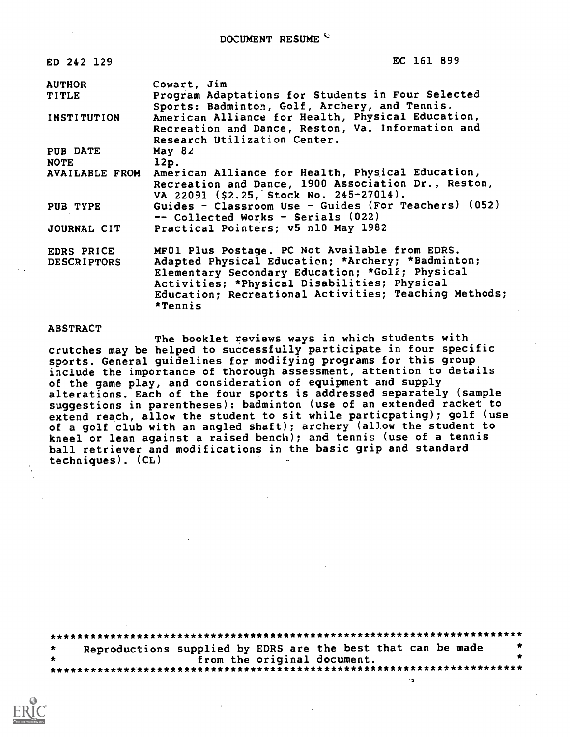DOCUMENT RESUME

ED 242 129 EC 161 899

| | |
|---|---|
| AUTHOR | Cowart, Jim |
| TITLE | Program Adaptations for Students in Four Selected Sports: Badminton, Golf, Archery, and Tennis. |
| INSTITUTION | American Alliance for Health, Physical Education, Recreation and Dance, Reston, Va. Information and Research Utilization Center. |
| PUB DATE | May 82 |
| NOTE | 12p. |
| AVAILABLE FROM | American Alliance for Health, Physical Education, Recreation and Dance, 1900 Association Dr., Reston, VA 22091 ($2.25, Stock No. 245-27014). |
| PUB TYPE | Guides - Classroom Use - Guides (For Teachers) (052) -- Collected Works - Serials (022) |
| JOURNAL CIT | Practical Pointers; v5 n10 May 1982 |
| EDRS PRICE | MF01 Plus Postage. PC Not Available from EDRS. |
| DESCRIPTORS | Adapted Physical Education; *Archery; *Badminton; Elementary Secondary Education; *Golf; Physical Activities; *Physical Disabilities; Physical Education; Recreational Activities; Teaching Methods; *Tennis |

ABSTRACT

The booklet reviews ways in which students with crutches may be helped to successfully participate in four specific sports. General guidelines for modifying programs for this group include the importance of thorough assessment, attention to details of the game play, and consideration of equipment and supply alterations. Each of the four sports is addressed separately (sample suggestions in parentheses): badminton (use of an extended racket to extend reach, allow the student to sit while particpating); golf (use of a golf club with an angled shaft); archery (allow the student to kneel or lean against a raised bench); and tennis (use of a tennis ball retriever and modifications in the basic grip and standard techniques). (CL)

***********************************************************************
* Reproductions supplied by EDRS are the best that can be made *
* from the original document. *
***********************************************************************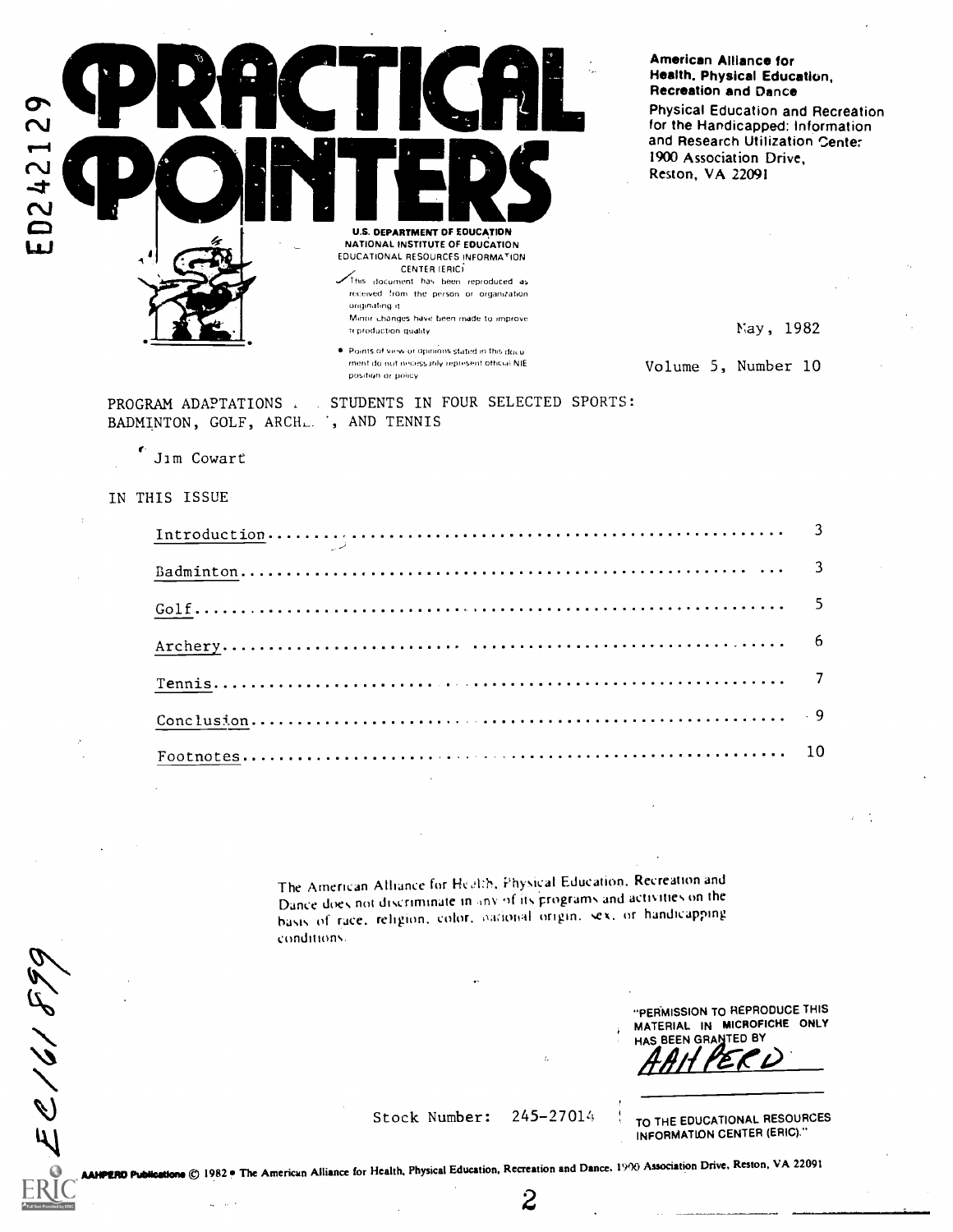# PRACTICAL POINTERS

American Alliance for Health, Physical Education, Recreation and Dance
Physical Education and Recreation for the Handicapped: Information and Research Utilization Center
1900 Association Drive,
Reston, VA 22091

U.S. DEPARTMENT OF EDUCATION
NATIONAL INSTITUTE OF EDUCATION
EDUCATIONAL RESOURCES INFORMATION CENTER (ERIC)

This document has been reproduced as received from the person or organization originating it.
Minor changes have been made to improve reproduction quality.

- Points of view or opinions stated in this document do not necessarily represent official NIE position or policy.

May, 1982

Volume 5, Number 10

PROGRAM ADAPTATIONS . . STUDENTS IN FOUR SELECTED SPORTS: BADMINTON, GOLF, ARCH. . ', AND TENNIS

Jim Cowart

IN THIS ISSUE

| | |
|---|---|
| Introduction | 3 |
| Badminton | 3 |
| Golf | 5 |
| Archery | 6 |
| Tennis | 7 |
| Conclusion | 9 |
| Footnotes | 10 |

The American Alliance for Health, Physical Education, Recreation and Dance does not discriminate in any of its programs and activities on the basis of race, religion, color, national origin, sex, or handicapping conditions.

"PERMISSION TO REPRODUCE THIS MATERIAL IN MICROFICHE ONLY HAS BEEN GRANTED BY

AAHPERD

TO THE EDUCATIONAL RESOURCES INFORMATION CENTER (ERIC)."

Stock Number: 245-27014

AAHPERD Publications © 1982 • The American Alliance for Health, Physical Education, Recreation and Dance, 1900 Association Drive, Reston, VA 22091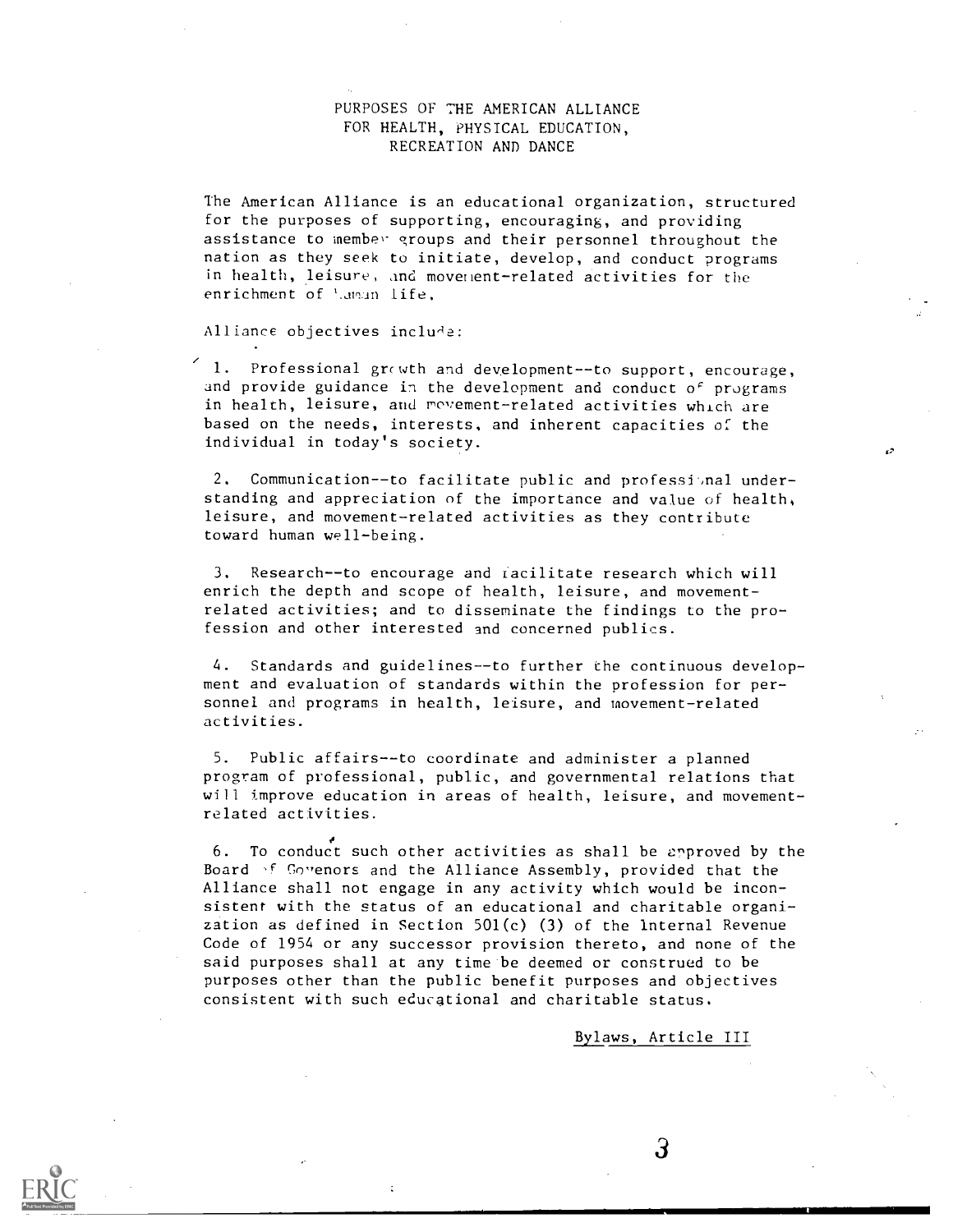# PURPOSES OF THE AMERICAN ALLIANCE FOR HEALTH, PHYSICAL EDUCATION, RECREATION AND DANCE

The American Alliance is an educational organization, structured for the purposes of supporting, encouraging, and providing assistance to member groups and their personnel throughout the nation as they seek to initiate, develop, and conduct programs in health, leisure, and movement-related activities for the enrichment of human life.

Alliance objectives include:

1. Professional growth and development--to support, encourage, and provide guidance in the development and conduct of programs in health, leisure, and movement-related activities which are based on the needs, interests, and inherent capacities of the individual in today's society.

2. Communication--to facilitate public and professional understanding and appreciation of the importance and value of health, leisure, and movement-related activities as they contribute toward human well-being.

3. Research--to encourage and facilitate research which will enrich the depth and scope of health, leisure, and movement-related activities; and to disseminate the findings to the profession and other interested and concerned publics.

4. Standards and guidelines--to further the continuous development and evaluation of standards within the profession for personnel and programs in health, leisure, and movement-related activities.

5. Public affairs--to coordinate and administer a planned program of professional, public, and governmental relations that will improve education in areas of health, leisure, and movement-related activities.

6. To conduct such other activities as shall be approved by the Board of Governors and the Alliance Assembly, provided that the Alliance shall not engage in any activity which would be inconsistent with the status of an educational and charitable organization as defined in Section 501(c) (3) of the Internal Revenue Code of 1954 or any successor provision thereto, and none of the said purposes shall at any time be deemed or construed to be purposes other than the public benefit purposes and objectives consistent with such educational and charitable status.

Bylaws, Article III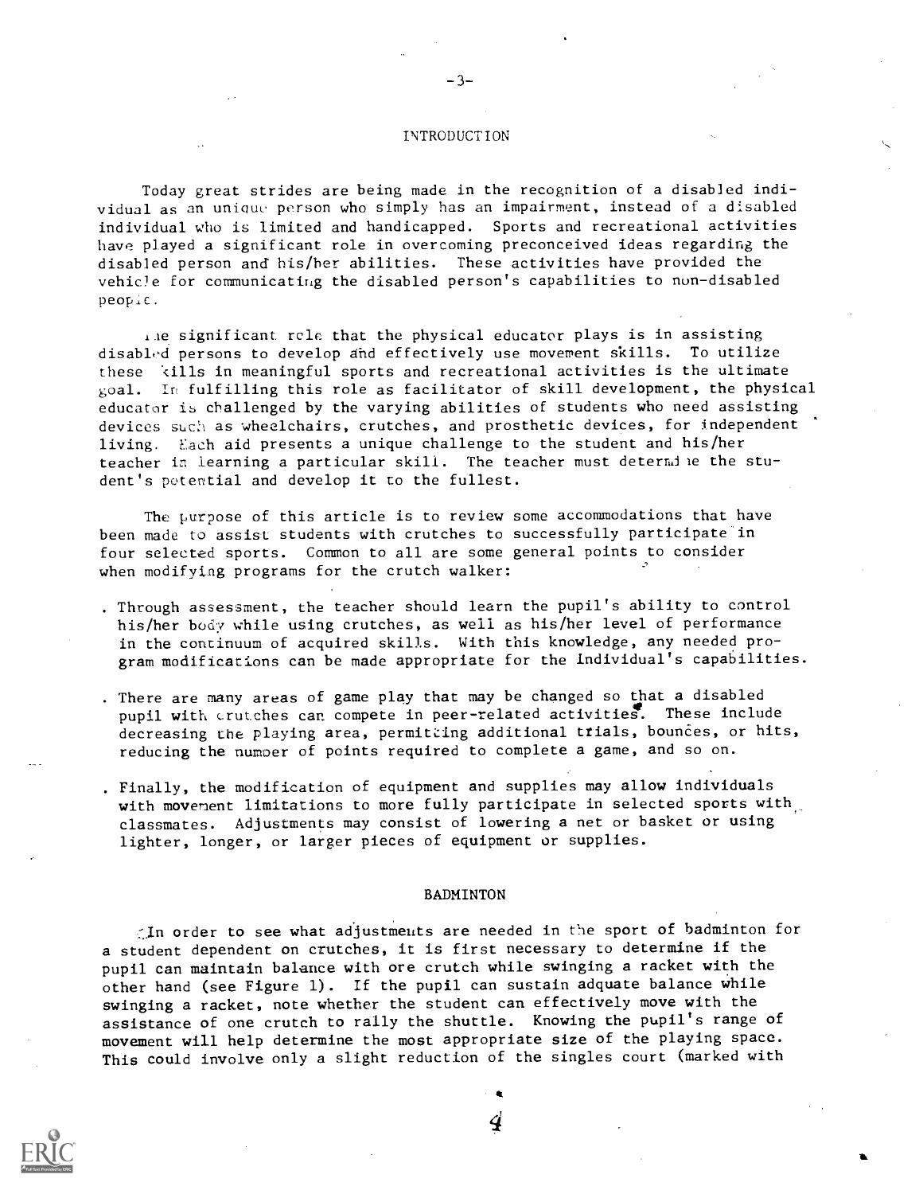## INTRODUCTION

Today great strides are being made in the recognition of a disabled individual as an unique person who simply has an impairment, instead of a disabled individual who is limited and handicapped. Sports and recreational activities have played a significant role in overcoming preconceived ideas regarding the disabled person and his/her abilities. These activities have provided the vehicle for communicating the disabled person's capabilities to non-disabled people.

The significant role that the physical educator plays is in assisting disabled persons to develop and effectively use movement skills. To utilize these skills in meaningful sports and recreational activities is the ultimate goal. In fulfilling this role as facilitator of skill development, the physical educator is challenged by the varying abilities of students who need assisting devices such as wheelchairs, crutches, and prosthetic devices, for independent living. Each aid presents a unique challenge to the student and his/her teacher in learning a particular skill. The teacher must determine the student's potential and develop it to the fullest.

The purpose of this article is to review some accommodations that have been made to assist students with crutches to successfully participate in four selected sports. Common to all are some general points to consider when modifying programs for the crutch walker:

- Through assessment, the teacher should learn the pupil's ability to control his/her body while using crutches, as well as his/her level of performance in the continuum of acquired skills. With this knowledge, any needed program modifications can be made appropriate for the individual's capabilities.
- There are many areas of game play that may be changed so that a disabled pupil with crutches can compete in peer-related activities. These include decreasing the playing area, permitting additional trials, bounces, or hits, reducing the number of points required to complete a game, and so on.
- Finally, the modification of equipment and supplies may allow individuals with movement limitations to more fully participate in selected sports with classmates. Adjustments may consist of lowering a net or basket or using lighter, longer, or larger pieces of equipment or supplies.

## BADMINTON

In order to see what adjustments are needed in the sport of badminton for a student dependent on crutches, it is first necessary to determine if the pupil can maintain balance with ore crutch while swinging a racket with the other hand (see Figure 1). If the pupil can sustain adquate balance while swinging a racket, note whether the student can effectively move with the assistance of one crutch to rally the shuttle. Knowing the pupil's range of movement will help determine the most appropriate size of the playing space. This could involve only a slight reduction of the singles court (marked with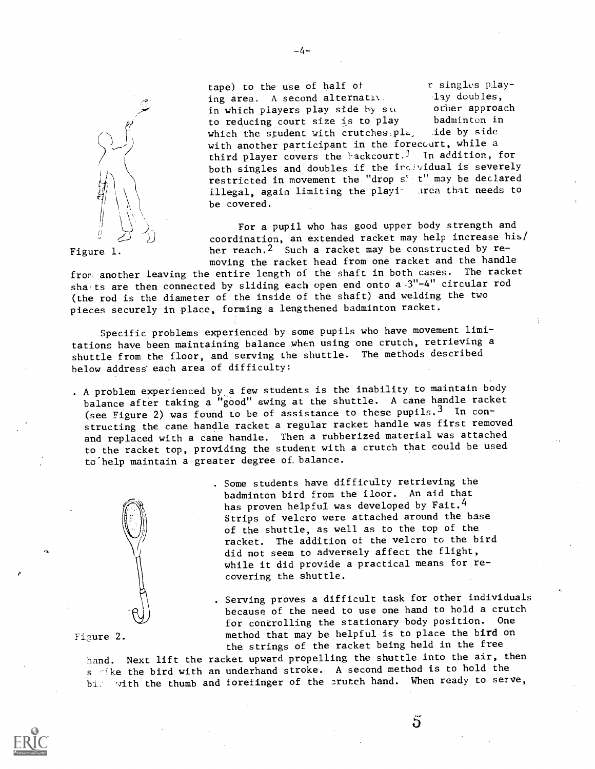tape) to the use of half of r singles playing area. A second alternativ. lay doubles, in which players play side by si other approach to reducing court size is to play badminton in which the student with crutches pla ide by side with another participant in the forecourt, while a third player covers the backcourt.[1] In addition, for both singles and doubles if the individual is severely restricted in movement the "drop s t" may be declared illegal, again limiting the playi area that needs to be covered.

Figure 1.

For a pupil who has good upper body strength and coordination, an extended racket may help increase his/her reach.[2] Such a racket may be constructed by removing the racket head from one racket and the handle from another leaving the entire length of the shaft in both cases. The racket shafts are then connected by sliding each open end onto a 3"-4" circular rod (the rod is the diameter of the inside of the shaft) and welding the two pieces securely in place, forming a lengthened badminton racket.

Specific problems experienced by some pupils who have movement limitations have been maintaining balance when using one crutch, retrieving a shuttle from the floor, and serving the shuttle. The methods described below address each area of difficulty:

- A problem experienced by a few students is the inability to maintain body balance after taking a "good" swing at the shuttle. A cane handle racket (see Figure 2) was found to be of assistance to these pupils.[3] In constructing the cane handle racket a regular racket handle was first removed and replaced with a cane handle. Then a rubberized material was attached to the racket top, providing the student with a crutch that could be used to help maintain a greater degree of balance.

- Some students have difficulty retrieving the badminton bird from the floor. An aid that has proven helpful was developed by Fait.[4] Strips of velcro were attached around the base of the shuttle, as well as to the top of the racket. The addition of the velcro to the bird did not seem to adversely affect the flight, while it did provide a practical means for recovering the shuttle.

- Serving proves a difficult task for other individuals because of the need to use one hand to hold a crutch for controlling the stationary body position. One method that may be helpful is to place the bird on the strings of the racket being held in the free hand. Next lift the racket upward propelling the shuttle into the air, then strike the bird with an underhand stroke. A second method is to hold the bird with the thumb and forefinger of the crutch hand. When ready to serve,

Figure 2.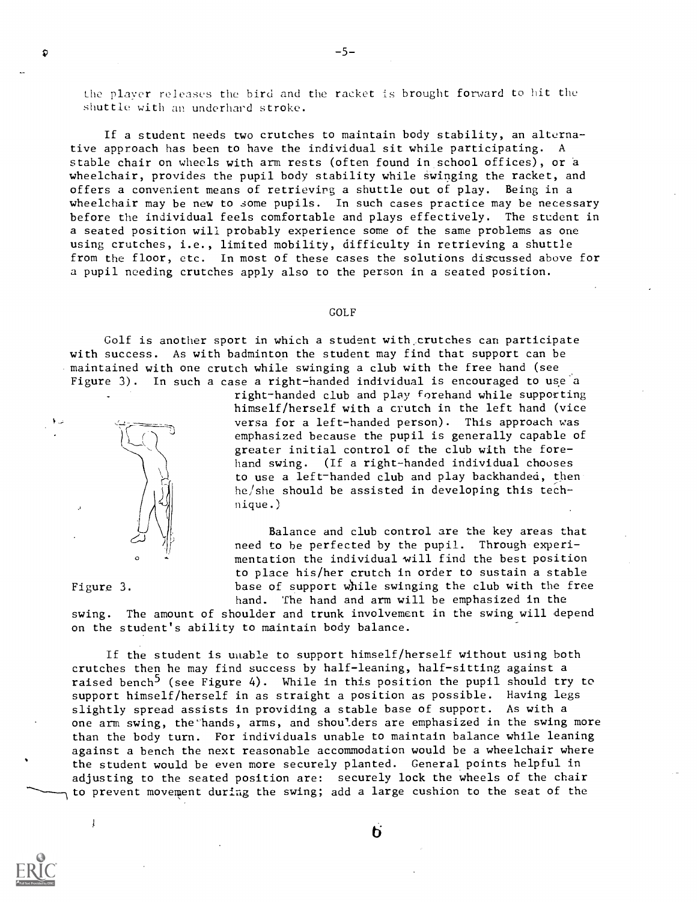the player releases the bird and the racket is brought forward to hit the shuttle with an underhand stroke.

If a student needs two crutches to maintain body stability, an alternative approach has been to have the individual sit while participating. A stable chair on wheels with arm rests (often found in school offices), or a wheelchair, provides the pupil body stability while swinging the racket, and offers a convenient means of retrieving a shuttle out of play. Being in a wheelchair may be new to some pupils. In such cases practice may be necessary before the individual feels comfortable and plays effectively. The student in a seated position will probably experience some of the same problems as one using crutches, i.e., limited mobility, difficulty in retrieving a shuttle from the floor, etc. In most of these cases the solutions discussed above for a pupil needing crutches apply also to the person in a seated position.

## GOLF

Golf is another sport in which a student with crutches can participate with success. As with badminton the student may find that support can be maintained with one crutch while swinging a club with the free hand (see Figure 3). In such a case a right-handed individual is encouraged to use a right-handed club and play forehand while supporting himself/herself with a crutch in the left hand (vice versa for a left-handed person). This approach was emphasized because the pupil is generally capable of greater initial control of the club with the forehand swing. (If a right-handed individual chooses to use a left-handed club and play backhanded, then he/she should be assisted in developing this technique.)

Figure 3.

Balance and club control are the key areas that need to be perfected by the pupil. Through experimentation the individual will find the best position to place his/her crutch in order to sustain a stable base of support while swinging the club with the free hand. The hand and arm will be emphasized in the swing. The amount of shoulder and trunk involvement in the swing will depend on the student's ability to maintain body balance.

If the student is unable to support himself/herself without using both crutches then he may find success by half-leaning, half-sitting against a raised bench[5] (see Figure 4). While in this position the pupil should try to support himself/herself in as straight a position as possible. Having legs slightly spread assists in providing a stable base of support. As with a one arm swing, the hands, arms, and shoulders are emphasized in the swing more than the body turn. For individuals unable to maintain balance while leaning against a bench the next reasonable accommodation would be a wheelchair where the student would be even more securely planted. General points helpful in adjusting to the seated position are: securely lock the wheels of the chair to prevent movement during the swing; add a large cushion to the seat of the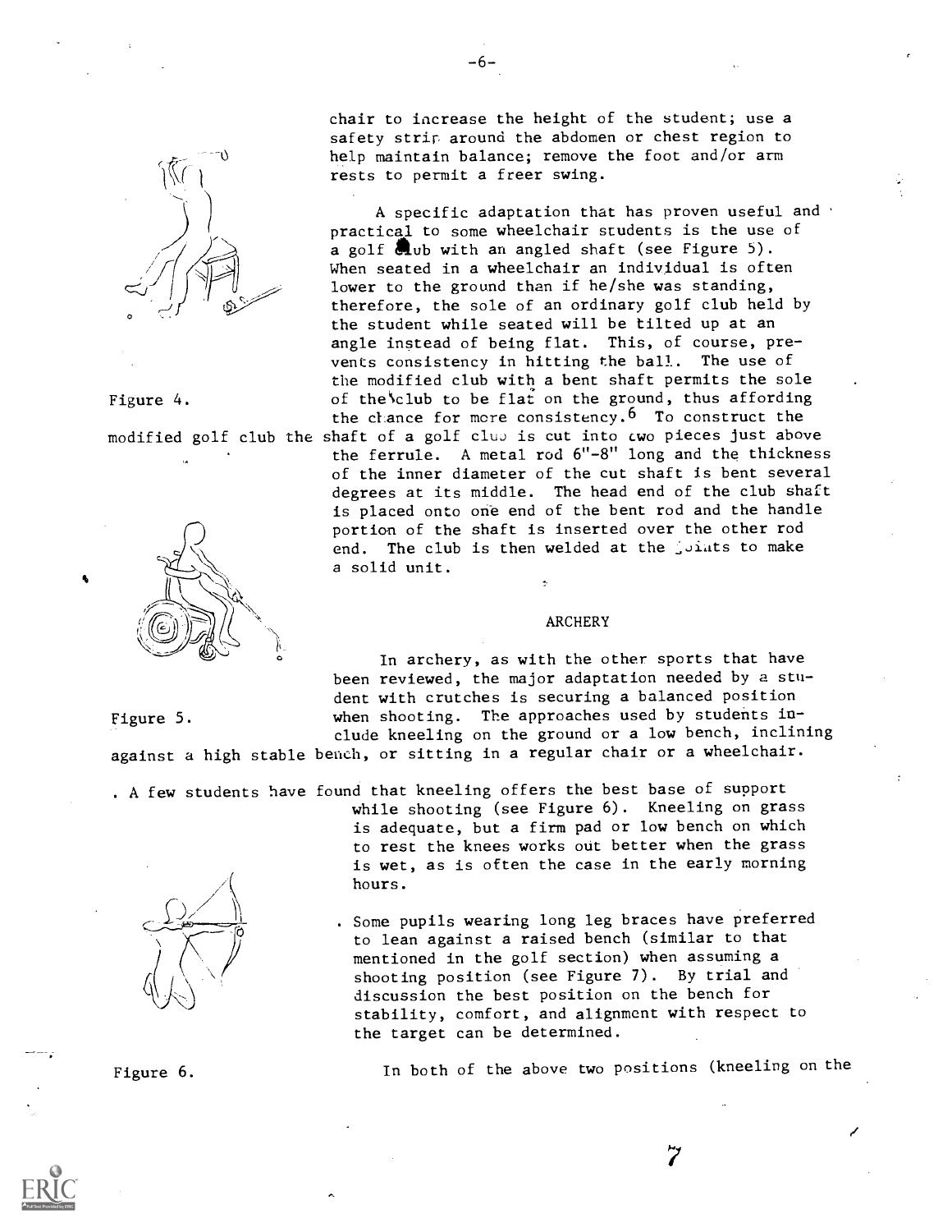chair to increase the height of the student; use a safety strip around the abdomen or chest region to help maintain balance; remove the foot and/or arm rests to permit a freer swing.

A specific adaptation that has proven useful and practical to some wheelchair students is the use of a golf club with an angled shaft (see Figure 5). When seated in a wheelchair an individual is often lower to the ground than if he/she was standing, therefore, the sole of an ordinary golf club held by the student while seated will be tilted up at an angle instead of being flat. This, of course, prevents consistency in hitting the ball. The use of the modified club with a bent shaft permits the sole of the club to be flat on the ground, thus affording the chance for more consistency.[6] To construct the modified golf club the shaft of a golf club is cut into two pieces just above the ferrule. A metal rod 6"-8" long and the thickness of the inner diameter of the cut shaft is bent several degrees at its middle. The head end of the club shaft is placed onto one end of the bent rod and the handle portion of the shaft is inserted over the other rod end. The club is then welded at the joints to make a solid unit.

Figure 4.

Figure 5.

## ARCHERY

In archery, as with the other sports that have been reviewed, the major adaptation needed by a student with crutches is securing a balanced position when shooting. The approaches used by students include kneeling on the ground or a low bench, inclining against a high stable bench, or sitting in a regular chair or a wheelchair.

- A few students have found that kneeling offers the best base of support while shooting (see Figure 6). Kneeling on grass is adequate, but a firm pad or low bench on which to rest the knees works out better when the grass is wet, as is often the case in the early morning hours.

- Some pupils wearing long leg braces have preferred to lean against a raised bench (similar to that mentioned in the golf section) when assuming a shooting position (see Figure 7). By trial and discussion the best position on the bench for stability, comfort, and alignment with respect to the target can be determined.

Figure 6.

In both of the above two positions (kneeling on the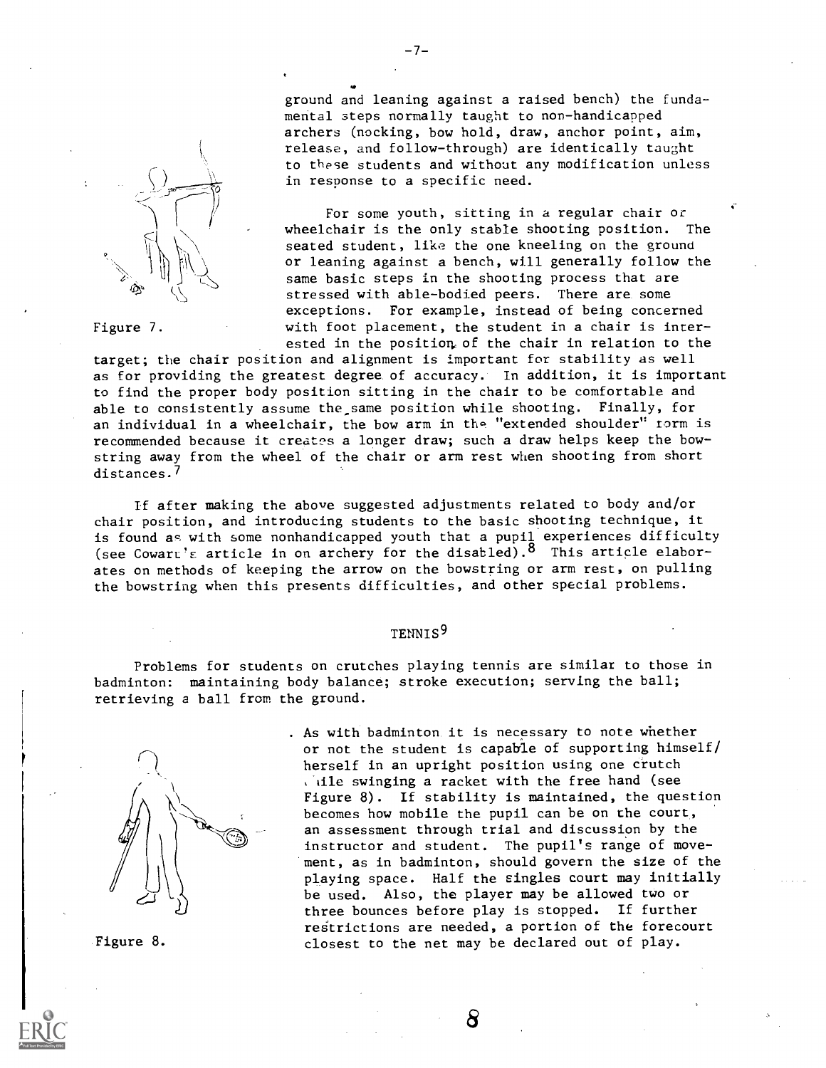ground and leaning against a raised bench) the fundamental steps normally taught to non-handicapped archers (nocking, bow hold, draw, anchor point, aim, release, and follow-through) are identically taught to these students and without any modification unless in response to a specific need.

Figure 7.

For some youth, sitting in a regular chair or wheelchair is the only stable shooting position. The seated student, like the one kneeling on the ground or leaning against a bench, will generally follow the same basic steps in the shooting process that are stressed with able-bodied peers. There are some exceptions. For example, instead of being concerned with foot placement, the student in a chair is interested in the position of the chair in relation to the target; the chair position and alignment is important for stability as well as for providing the greatest degree of accuracy. In addition, it is important to find the proper body position sitting in the chair to be comfortable and able to consistently assume the same position while shooting. Finally, for an individual in a wheelchair, the bow arm in the "extended shoulder" form is recommended because it creates a longer draw; such a draw helps keep the bowstring away from the wheel of the chair or arm rest when shooting from short distances.[7]

If after making the above suggested adjustments related to body and/or chair position, and introducing students to the basic shooting technique, it is found as with some nonhandicapped youth that a pupil experiences difficulty (see Cowart's article in on archery for the disabled).[8] This article elaborates on methods of keeping the arrow on the bowstring or arm rest, on pulling the bowstring when this presents difficulties, and other special problems.

## TENNIS[9]

Problems for students on crutches playing tennis are similar to those in badminton: maintaining body balance; stroke execution; serving the ball; retrieving a ball from the ground.

As with badminton it is necessary to note whether or not the student is capable of supporting himself/herself in an upright position using one crutch while swinging a racket with the free hand (see Figure 8). If stability is maintained, the question becomes how mobile the pupil can be on the court, an assessment through trial and discussion by the instructor and student. The pupil's range of movement, as in badminton, should govern the size of the playing space. Half the singles court may initially be used. Also, the player may be allowed two or three bounces before play is stopped. If further restrictions are needed, a portion of the forecourt closest to the net may be declared out of play.

Figure 8.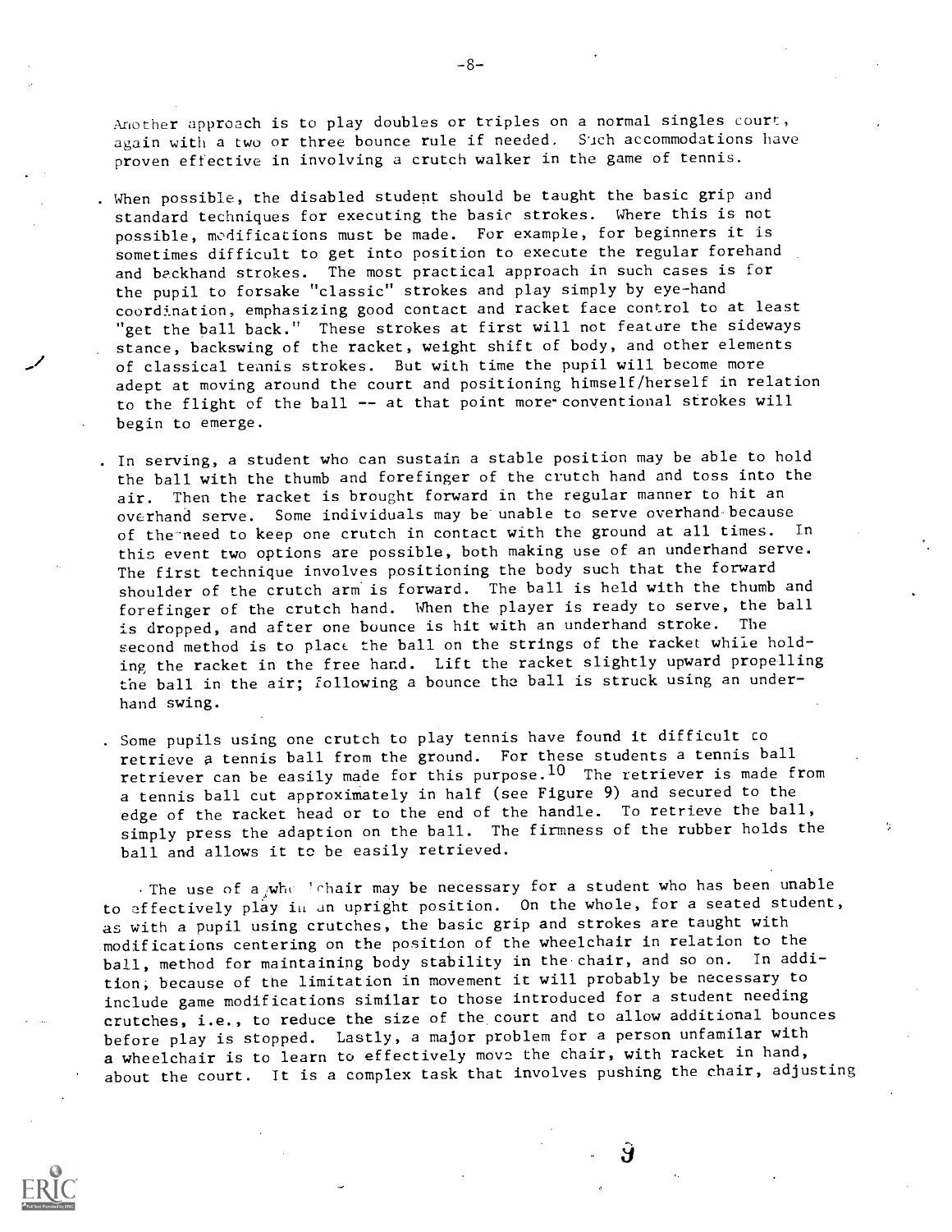Another approach is to play doubles or triples on a normal singles court, again with a two or three bounce rule if needed. Such accommodations have proven effective in involving a crutch walker in the game of tennis.

- When possible, the disabled student should be taught the basic grip and standard techniques for executing the basic strokes. Where this is not possible, modifications must be made. For example, for beginners it is sometimes difficult to get into position to execute the regular forehand and backhand strokes. The most practical approach in such cases is for the pupil to forsake "classic" strokes and play simply by eye-hand coordination, emphasizing good contact and racket face control to at least "get the ball back." These strokes at first will not feature the sideways stance, backswing of the racket, weight shift of body, and other elements of classical tennis strokes. But with time the pupil will become more adept at moving around the court and positioning himself/herself in relation to the flight of the ball -- at that point more conventional strokes will begin to emerge.

- In serving, a student who can sustain a stable position may be able to hold the ball with the thumb and forefinger of the crutch hand and toss into the air. Then the racket is brought forward in the regular manner to hit an overhand serve. Some individuals may be unable to serve overhand because of the need to keep one crutch in contact with the ground at all times. In this event two options are possible, both making use of an underhand serve. The first technique involves positioning the body such that the forward shoulder of the crutch arm is forward. The ball is held with the thumb and forefinger of the crutch hand. When the player is ready to serve, the ball is dropped, and after one bounce is hit with an underhand stroke. The second method is to place the ball on the strings of the racket while holding the racket in the free hand. Lift the racket slightly upward propelling the ball in the air; following a bounce the ball is struck using an underhand swing.

- Some pupils using one crutch to play tennis have found it difficult to retrieve a tennis ball from the ground. For these students a tennis ball retriever can be easily made for this purpose.[10] The retriever is made from a tennis ball cut approximately in half (see Figure 9) and secured to the edge of the racket head or to the end of the handle. To retrieve the ball, simply press the adaption on the ball. The firmness of the rubber holds the ball and allows it to be easily retrieved.

The use of a wheelchair may be necessary for a student who has been unable to effectively play in an upright position. On the whole, for a seated student, as with a pupil using crutches, the basic grip and strokes are taught with modifications centering on the position of the wheelchair in relation to the ball, method for maintaining body stability in the chair, and so on. In addition, because of the limitation in movement it will probably be necessary to include game modifications similar to those introduced for a student needing crutches, i.e., to reduce the size of the court and to allow additional bounces before play is stopped. Lastly, a major problem for a person unfamilar with a wheelchair is to learn to effectively move the chair, with racket in hand, about the court. It is a complex task that involves pushing the chair, adjusting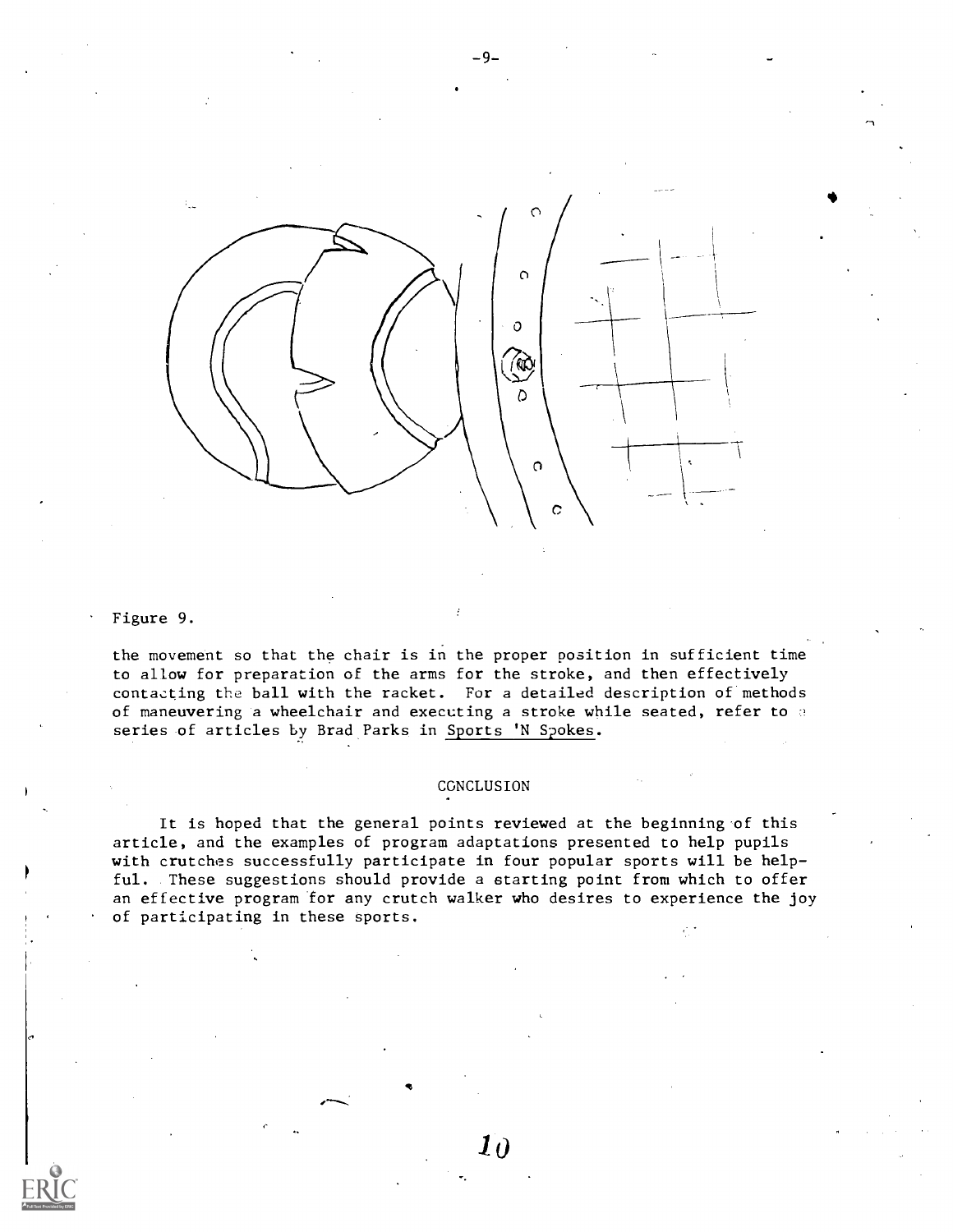Figure 9.

the movement so that the chair is in the proper position in sufficient time to allow for preparation of the arms for the stroke, and then effectively contacting the ball with the racket. For a detailed description of methods of maneuvering a wheelchair and executing a stroke while seated, refer to a series of articles by Brad Parks in Sports 'N Spokes.

## CONCLUSION

It is hoped that the general points reviewed at the beginning of this article, and the examples of program adaptations presented to help pupils with crutches successfully participate in four popular sports will be helpful. These suggestions should provide a starting point from which to offer an effective program for any crutch walker who desires to experience the joy of participating in these sports.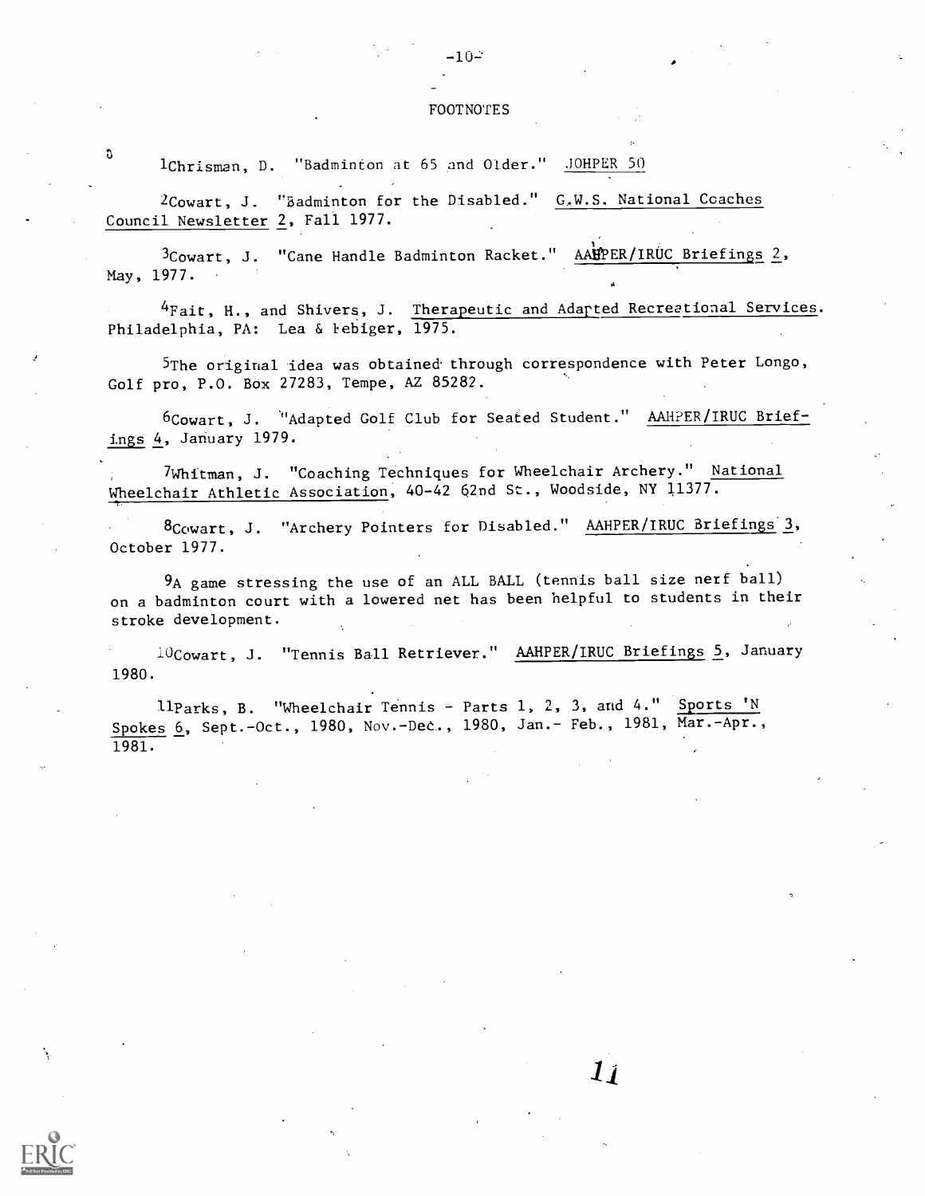## FOOTNOTES

[1]Chrisman, D. "Badminton at 65 and Older." JOHPER 50

[2]Cowart, J. "Badminton for the Disabled." G.W.S. National Coaches Council Newsletter 2, Fall 1977.

[3]Cowart, J. "Cane Handle Badminton Racket." AAHPER/IRUC Briefings 2, May, 1977.

[4]Fait, H., and Shivers, J. Therapeutic and Adapted Recreational Services. Philadelphia, PA: Lea & Febiger, 1975.

[5]The original idea was obtained through correspondence with Peter Longo, Golf pro, P.O. Box 27283, Tempe, AZ 85282.

[6]Cowart, J. "Adapted Golf Club for Seated Student." AAHPER/IRUC Briefings 4, January 1979.

[7]Whitman, J. "Coaching Techniques for Wheelchair Archery." National Wheelchair Athletic Association, 40-42 62nd St., Woodside, NY 11377.

[8]Cowart, J. "Archery Pointers for Disabled." AAHPER/IRUC Briefings 3, October 1977.

[9]A game stressing the use of an ALL BALL (tennis ball size nerf ball) on a badminton court with a lowered net has been helpful to students in their stroke development.

[10]Cowart, J. "Tennis Ball Retriever." AAHPER/IRUC Briefings 5, January 1980.

[11]Parks, B. "Wheelchair Tennis - Parts 1, 2, 3, and 4." Sports 'N Spokes 6, Sept.-Oct., 1980, Nov.-Dec., 1980, Jan.- Feb., 1981, Mar.-Apr., 1981.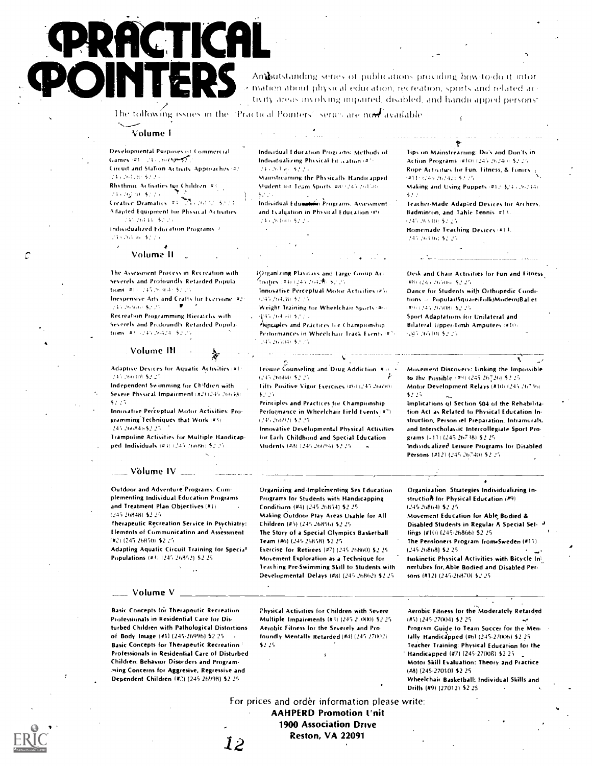# PRACTICAL POINTERS

An outstanding series of publications providing how-to-do-it information about physical education, recreation, sports and related activity areas involving impaired, disabled, and handicapped persons.

The following issues in the "Practical Pointers" series are now available:

## Volume I

**Developmental Purposes of Commercial Games** (#1) (245-26490) $2.25
**Circuit and Station Activity Approaches** (#2) (245-26128) $2.25
**Rhythmic Activities for Children** (#3) (245-26130) $2.25
**Creative Dramatics** (#4) (245-26132) $2.25
**Adapted Equipment for Physical Activities** (245-26134) $2.25
**Individualized Education Programs** (#7) (245-26136) $2.25
**Individual Education Programs: Methods of Individualizing Physical Education** (#7) (245-26136) $2.25
**Mainstreaming the Physically Handicapped Student for Team Sports** (#8) (245-26138) $2.25
**Individual Education Programs: Assessment and Evaluation in Physical Education** (#9) (245-26160) $2.25
**Tips on Mainstreaming: Do's and Don'ts in Action Programs** (#10) (245-26240) $2.25
**Rope Activities for Fun, Fitness, & Funics** (#11) (245-26242) $2.25
**Making and Using Puppets** (#12) (245-26244) $2.25
**Teacher-Made Adapted Devices for Archery, Badminton, and Table Tennis** (#13) (245-26430) $2.25
**Homemade Teaching Devices** (#14) (245-26306) $2.25

## Volume II

**The Assessment Process in Recreation with Severely and Profoundly Retarded Populations** (#1) (245-26464) $2.25
**Inexpensive Arts and Crafts for Everyone** (#2) (245-26466) $2.25
**Recreation Programming Hierarchy with Severely and Profoundly Retarded Populations** (#3) (245-26424) $2.25
**Organizing Playdays and Large Group Activities** (#4) (245-26428) $2.25
**Innovative Perceptual Motor Activities** (#5) (245-26428) $2.25
**Weight Training for Wheelchair Sports** (#6) (245-26441) $2.25
**Principles and Practices for Championship Performances in Wheelchair Track Events** (#7) (245-26504) $2.25
**Desk and Chair Activities for Fun and Fitness** (#8) (245-26506) $2.25
**Dance for Students with Orthopedic Conditions — Popular/Square/Folk/Modern/Ballet** (#9) (245-26508) $2.25
**Sport Adaptations for Unilateral and Bilateral Upper-Limb Amputees** (#10) (245-26510) $2.25

## Volume III

**Adaptive Devices for Aquatic Activities** (#1) (245-26680) $2.25
**Independent Swimming for Children with Severe Physical Impairment** (#2) (245-26638) $2.25
**Innovative Perceptual Motor Activities: Programming Techniques that Work** (#3) (245-26684) $2.25
**Trampoline Activities for Multiple Handicapped Individuals** (#4) (245-26686) $2.25
**Leisure Counseling and Drug Addiction** (#5) (245-26688) $2.25
**Fifty Positive Vigor Exercises** (#6) (245-26690) $2.25
**Principles and Practices for Championship Performance in Wheelchair Field Events** (#7) (245-26692) $2.25
**Innovative Developmental Physical Activities for Early Childhood and Special Education Students** (#8) (245-26694) $2.25
**Movement Discovery: Linking the Impossible to the Possible** (#9) (245-26726) $2.25
**Motor Development Relays** (#10) (245-26736) $2.25
**Implications of Section 504 of the Rehabilitation Act as Related to Physical Education Instruction, Personnel Preparation, Intramurals, and Interscholastic Intercollegiate Sport Programs** (#11) (245-26738) $2.25
**Individualized Leisure Programs for Disabled Persons** (#12) (245-26740) $2.25

## Volume IV

**Outdoor and Adventure Programs: Complementing Individual Education Programs and Treatment Plan Objectives** (#1) (245-26848) $2.25
**Therapeutic Recreation Service in Psychiatry: Elements of Communication and Assessment** (#2) (245-26850) $2.25
**Adapting Aquatic Circuit Training for Special Populations** (#3) (245-26852) $2.25
**Organizing and Implementing Sex Education Programs for Students with Handicapping Conditions** (#4) (245-26854) $2.25
**Making Outdoor Play Areas Usable for All Children** (#5) (245-26856) $2.25
**The Story of a Special Olympics Basketball Team** (#6) (245-26858) $2.25
**Exercise for Retirees** (#7) (245-26860) $2.25
**Movement Exploration as a Technique for Teaching Pre-Swimming Skill to Students with Developmental Delays** (#8) (245-26862) $2.25
**Organization Strategies Individualizing Instruction for Physical Education** (#9) (245-26864) $2.25
**Movement Education for Able Bodied & Disabled Students in Regular & Special Settings** (#10) (245-26866) $2.25
**The Pensioners Program from Sweden** (#11) (245-26868) $2.25
**Isokinetic Physical Activities with Bicycle Innertubes for Able Bodied and Disabled Persons** (#12) (245-26870) $2.25

## Volume V

**Basic Concepts for Therapeutic Recreation Professionals in Residential Care for Disturbed Children with Pathological Distortions of Body Image** (#1) (245-26996) $2.25
**Basic Concepts for Therapeutic Recreation Professionals in Residential Care of Disturbed Children: Behavior Disorders and Programming Concerns for Aggresive, Regressive and Dependent Children** (#2) (245-26998) $2.25
**Physical Activities for Children with Severe Multiple Impairments** (#3) (245-27000) $2.25
**Aerobic Fitness for the Severely and Profoundly Mentally Retarded** (#4) (245-27002) $2.25
**Aerobic Fitness for the Moderately Retarded** (#5) (245-27004) $2.25
**Program Guide to Team Soccer for the Mentally Handicapped** (#6) (245-27006) $2.25
**Teacher Training: Physical Education for the Handicapped** (#7) (245-27008) $2.25
**Motor Skill Evaluation: Theory and Practice** (#8) (245-27010) $2.25
**Wheelchair Basketball: Individual Skills and Drills** (#9) (27012) $2.25

For prices and order information please write:

**AAHPERD Promotion Unit**
**1900 Association Drive**
**Reston, VA 22091**